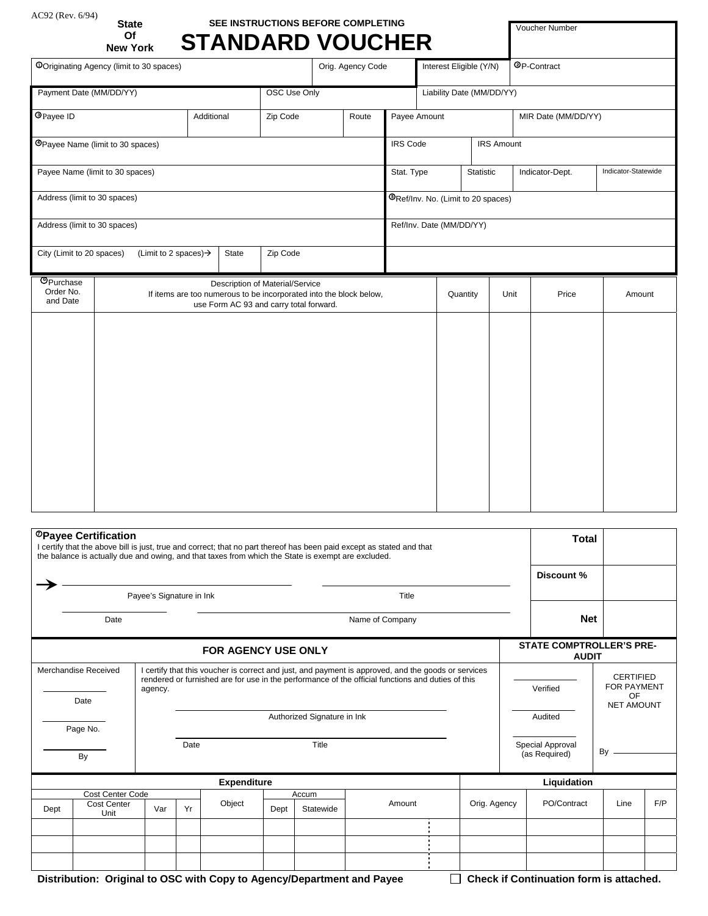AC92 (Rev. 6/94)

**State Of New York**

**SEE INSTRUCTIONS BEFORE COMPLETING**

# STANDARD VOUCHER

| Voucher Number |
|---|
| |

| ①Originating Agency (limit to 30 spaces) | Orig. Agency Code | Interest Eligible (Y/N) | ②P-Contract |
|---|---|---|---|
| | | | |

| Payment Date (MM/DD/YY) | OSC Use Only | Liability Date (MM/DD/YY) |
|---|---|---|
| | | |

| ③Payee ID | Additional | Zip Code | Route | Payee Amount | MIR Date (MM/DD/YY) |
|---|---|---|---|---|---|
| | | | | | |

| ④Payee Name (limit to 30 spaces) | IRS Code | IRS Amount | | |
|---|---|---|---|---|
| Payee Name (limit to 30 spaces) | Stat. Type | Statistic | Indicator-Dept. | Indicator-Statewide |
| Address (limit to 30 spaces) | ⑤Ref/Inv. No. (Limit to 20 spaces) | | | |
| Address (limit to 30 spaces) | Ref/Inv. Date (MM/DD/YY) | | | |
| City (Limit to 20 spaces) (Limit to 2 spaces)→ State Zip Code | | | | |

| ⑥Purchase Order No. and Date | Description of Material/Service<br>If items are too numerous to be incorporated into the block below, use Form AC 93 and carry total forward. | Quantity | Unit | Price | Amount |
|---|---|---|---|---|---|
| | | | | | |

**⑦Payee Certification**

I certify that the above bill is just, true and correct; that no part thereof has been paid except as stated and that the balance is actually due and owing, and that taxes from which the State is exempt are excluded.

→ ______________________ Payee's Signature in Ink ______________________ Title

______________________ Date ______________________ Name of Company

| **Total** | |
|---|---|
| **Discount %** | |
| **Net** | |

## FOR AGENCY USE ONLY

Merchandise Received

______ Date

______ Page No.

______ By

I certify that this voucher is correct and just, and payment is approved, and the goods or services rendered or furnished are for use in the performance of the official functions and duties of this agency.

______________________ Authorized Signature in Ink

______________________ Date Title

## STATE COMPTROLLER'S PRE-AUDIT

______ Verified

______ Audited

______ Special Approval (as Required)

CERTIFIED FOR PAYMENT OF NET AMOUNT

By ______

| Expenditure | | | | | | | | Liquidation | | | |
|---|---|---|---|---|---|---|---|---|---|---|---|
| Cost Center Code | | | | Object | Accum | | Amount | Orig. Agency | PO/Contract | Line | F/P |
| Dept | Cost Center Unit | Var | Yr | | Dept | Statewide | | | | | |
| | | | | | | | | | | | |
| | | | | | | | | | | | |
| | | | | | | | | | | | |

**Distribution: Original to OSC with Copy to Agency/Department and Payee** ☐ **Check if Continuation form is attached.**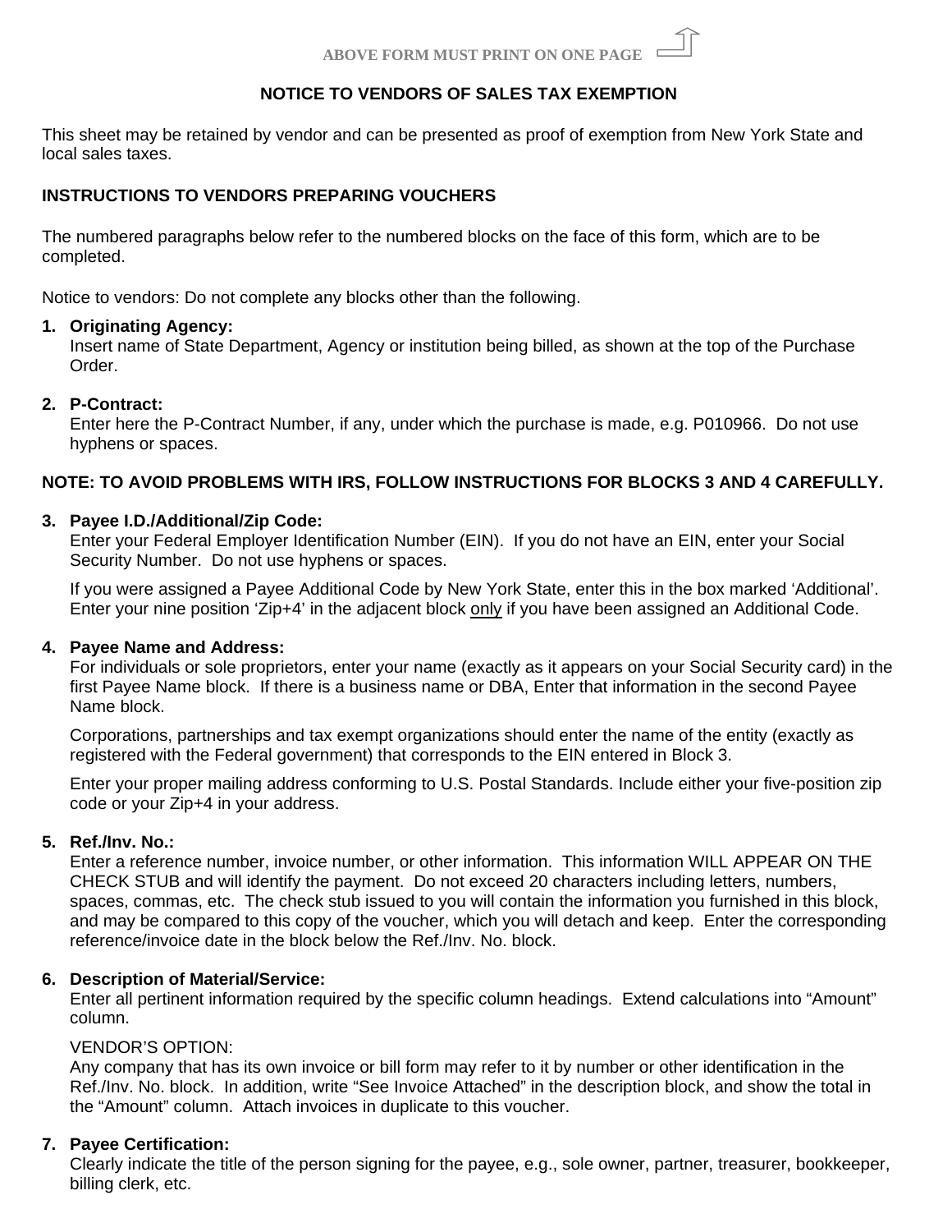ABOVE FORM MUST PRINT ON ONE PAGE

## NOTICE TO VENDORS OF SALES TAX EXEMPTION

This sheet may be retained by vendor and can be presented as proof of exemption from New York State and local sales taxes.

### INSTRUCTIONS TO VENDORS PREPARING VOUCHERS

The numbered paragraphs below refer to the numbered blocks on the face of this form, which are to be completed.

Notice to vendors: Do not complete any blocks other than the following.

1. **Originating Agency:**
   Insert name of State Department, Agency or institution being billed, as shown at the top of the Purchase Order.

2. **P-Contract:**
   Enter here the P-Contract Number, if any, under which the purchase is made, e.g. P010966. Do not use hyphens or spaces.

**NOTE: TO AVOID PROBLEMS WITH IRS, FOLLOW INSTRUCTIONS FOR BLOCKS 3 AND 4 CAREFULLY.**

3. **Payee I.D./Additional/Zip Code:**
   Enter your Federal Employer Identification Number (EIN). If you do not have an EIN, enter your Social Security Number. Do not use hyphens or spaces.

   If you were assigned a Payee Additional Code by New York State, enter this in the box marked 'Additional'. Enter your nine position 'Zip+4' in the adjacent block <u>only</u> if you have been assigned an Additional Code.

4. **Payee Name and Address:**
   For individuals or sole proprietors, enter your name (exactly as it appears on your Social Security card) in the first Payee Name block. If there is a business name or DBA, Enter that information in the second Payee Name block.

   Corporations, partnerships and tax exempt organizations should enter the name of the entity (exactly as registered with the Federal government) that corresponds to the EIN entered in Block 3.

   Enter your proper mailing address conforming to U.S. Postal Standards. Include either your five-position zip code or your Zip+4 in your address.

5. **Ref./Inv. No.:**
   Enter a reference number, invoice number, or other information. This information WILL APPEAR ON THE CHECK STUB and will identify the payment. Do not exceed 20 characters including letters, numbers, spaces, commas, etc. The check stub issued to you will contain the information you furnished in this block, and may be compared to this copy of the voucher, which you will detach and keep. Enter the corresponding reference/invoice date in the block below the Ref./Inv. No. block.

6. **Description of Material/Service:**
   Enter all pertinent information required by the specific column headings. Extend calculations into "Amount" column.

   VENDOR'S OPTION:
   Any company that has its own invoice or bill form may refer to it by number or other identification in the Ref./Inv. No. block. In addition, write "See Invoice Attached" in the description block, and show the total in the "Amount" column. Attach invoices in duplicate to this voucher.

7. **Payee Certification:**
   Clearly indicate the title of the person signing for the payee, e.g., sole owner, partner, treasurer, bookkeeper, billing clerk, etc.